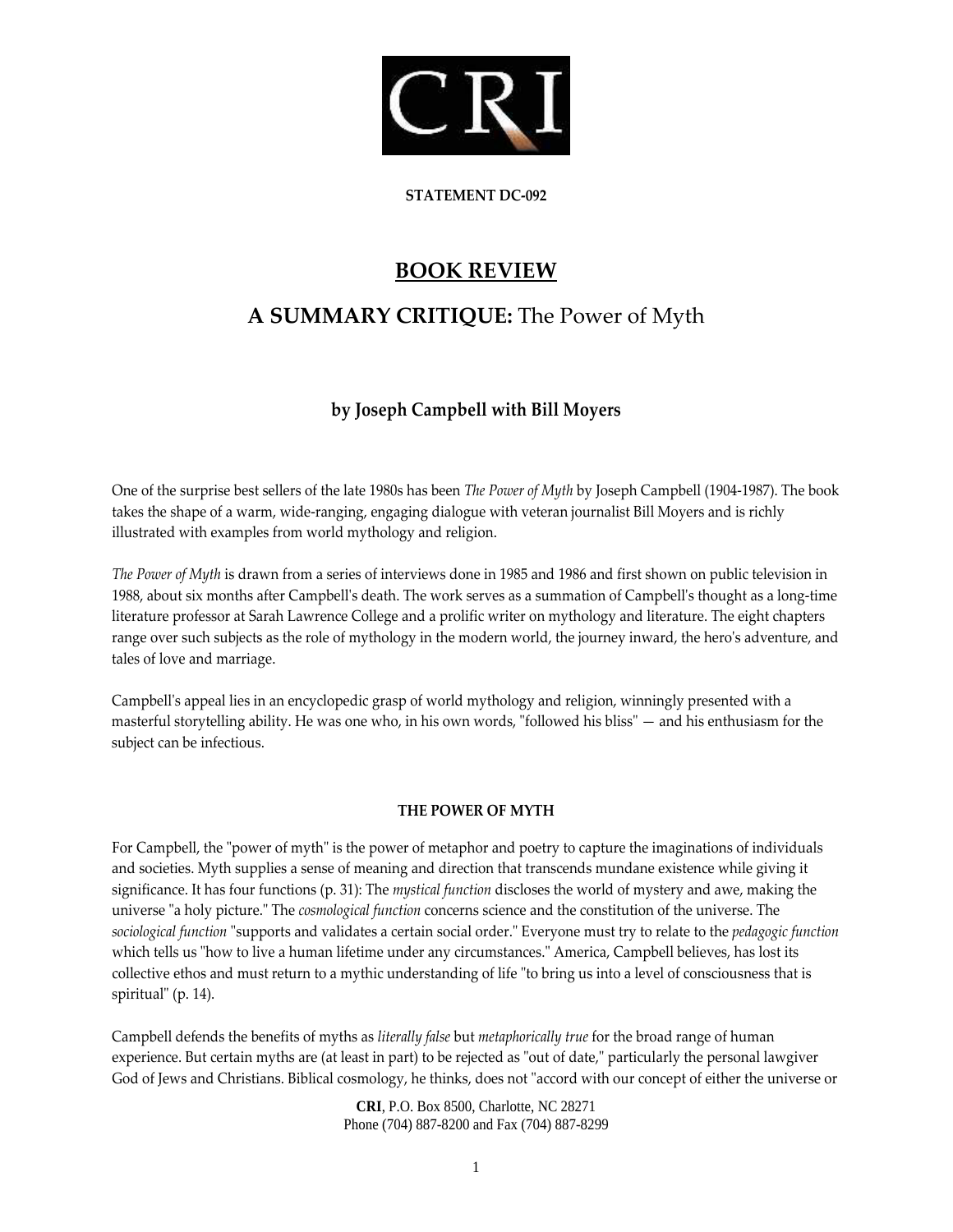**STATEMENT DC-092**

# BOOK REVIEW

## **A SUMMARY CRITIQUE:** The Power of Myth

### by Joseph Campbell with Bill Moyers

One of the surprise best sellers of the late 1980s has been *The Power of Myth* by Joseph Campbell (1904-1987). The book takes the shape of a warm, wide-ranging, engaging dialogue with veteran journalist Bill Moyers and is richly illustrated with examples from world mythology and religion.

*The Power of Myth* is drawn from a series of interviews done in 1985 and 1986 and first shown on public television in 1988, about six months after Campbell's death. The work serves as a summation of Campbell's thought as a long-time literature professor at Sarah Lawrence College and a prolific writer on mythology and literature. The eight chapters range over such subjects as the role of mythology in the modern world, the journey inward, the hero's adventure, and tales of love and marriage.

Campbell's appeal lies in an encyclopedic grasp of world mythology and religion, winningly presented with a masterful storytelling ability. He was one who, in his own words, "followed his bliss" — and his enthusiasm for the subject can be infectious.

#### THE POWER OF MYTH

For Campbell, the "power of myth" is the power of metaphor and poetry to capture the imaginations of individuals and societies. Myth supplies a sense of meaning and direction that transcends mundane existence while giving it significance. It has four functions (p. 31): The *mystical function* discloses the world of mystery and awe, making the universe "a holy picture." The *cosmological function* concerns science and the constitution of the universe. The *sociological function* "supports and validates a certain social order." Everyone must try to relate to the *pedagogic function* which tells us "how to live a human lifetime under any circumstances." America, Campbell believes, has lost its collective ethos and must return to a mythic understanding of life "to bring us into a level of consciousness that is spiritual" (p. 14).

Campbell defends the benefits of myths as *literally false* but *metaphorically true* for the broad range of human experience. But certain myths are (at least in part) to be rejected as "out of date," particularly the personal lawgiver God of Jews and Christians. Biblical cosmology, he thinks, does not "accord with our concept of either the universe or

**CRI**, P.O. Box 8500, Charlotte, NC 28271
Phone (704) 887-8200 and Fax (704) 887-8299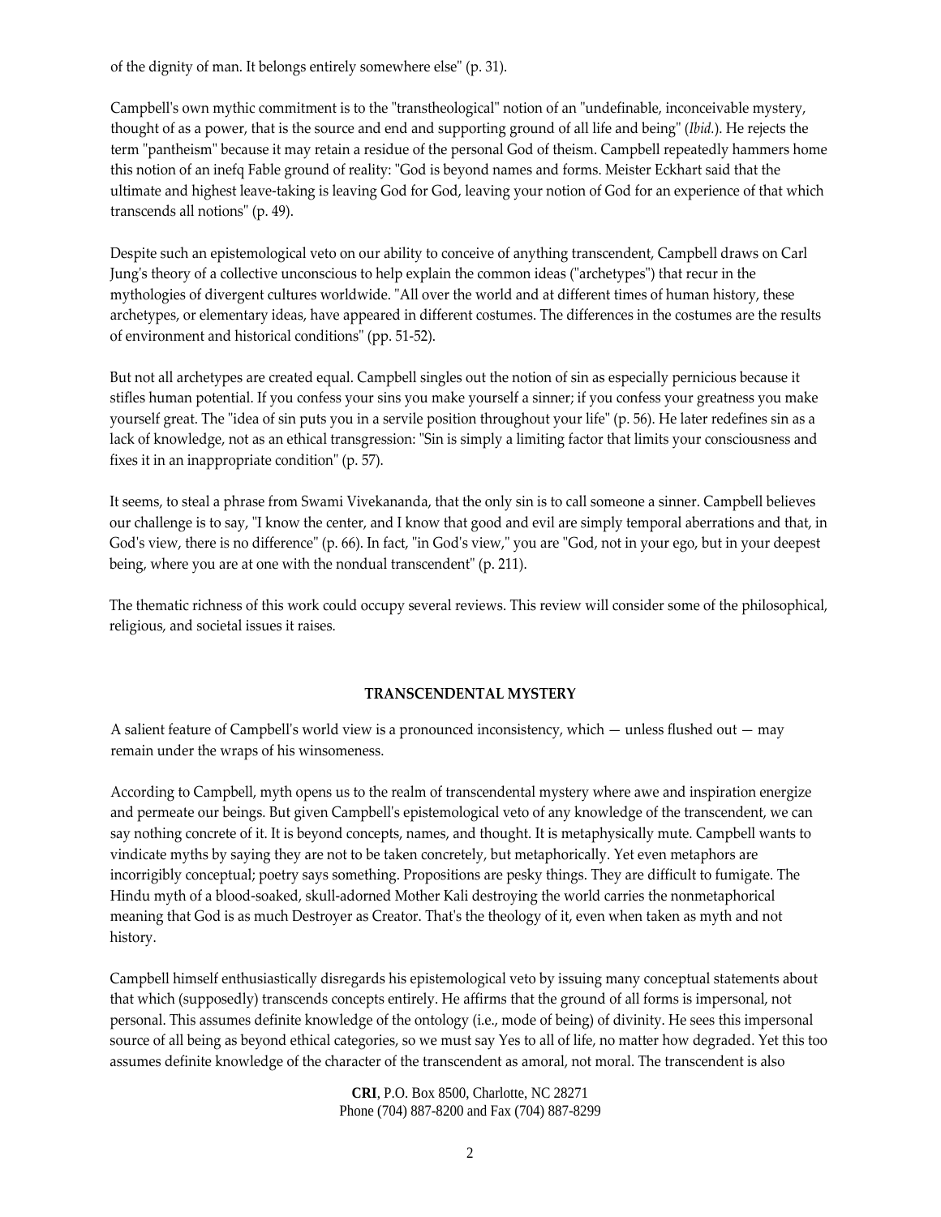of the dignity of man. It belongs entirely somewhere else" (p. 31).

Campbell's own mythic commitment is to the "transtheological" notion of an "undefinable, inconceivable mystery, thought of as a power, that is the source and end and supporting ground of all life and being" (*Ibid.*). He rejects the term "pantheism" because it may retain a residue of the personal God of theism. Campbell repeatedly hammers home this notion of an inefq Fable ground of reality: "God is beyond names and forms. Meister Eckhart said that the ultimate and highest leave-taking is leaving God for God, leaving your notion of God for an experience of that which transcends all notions" (p. 49).

Despite such an epistemological veto on our ability to conceive of anything transcendent, Campbell draws on Carl Jung's theory of a collective unconscious to help explain the common ideas ("archetypes") that recur in the mythologies of divergent cultures worldwide. "All over the world and at different times of human history, these archetypes, or elementary ideas, have appeared in different costumes. The differences in the costumes are the results of environment and historical conditions" (pp. 51-52).

But not all archetypes are created equal. Campbell singles out the notion of sin as especially pernicious because it stifles human potential. If you confess your sins you make yourself a sinner; if you confess your greatness you make yourself great. The "idea of sin puts you in a servile position throughout your life" (p. 56). He later redefines sin as a lack of knowledge, not as an ethical transgression: "Sin is simply a limiting factor that limits your consciousness and fixes it in an inappropriate condition" (p. 57).

It seems, to steal a phrase from Swami Vivekananda, that the only sin is to call someone a sinner. Campbell believes our challenge is to say, "I know the center, and I know that good and evil are simply temporal aberrations and that, in God's view, there is no difference" (p. 66). In fact, "in God's view," you are "God, not in your ego, but in your deepest being, where you are at one with the nondual transcendent" (p. 211).

The thematic richness of this work could occupy several reviews. This review will consider some of the philosophical, religious, and societal issues it raises.

## TRANSCENDENTAL MYSTERY

A salient feature of Campbell's world view is a pronounced inconsistency, which — unless flushed out — may remain under the wraps of his winsomeness.

According to Campbell, myth opens us to the realm of transcendental mystery where awe and inspiration energize and permeate our beings. But given Campbell's epistemological veto of any knowledge of the transcendent, we can say nothing concrete of it. It is beyond concepts, names, and thought. It is metaphysically mute. Campbell wants to vindicate myths by saying they are not to be taken concretely, but metaphorically. Yet even metaphors are incorrigibly conceptual; poetry says something. Propositions are pesky things. They are difficult to fumigate. The Hindu myth of a blood-soaked, skull-adorned Mother Kali destroying the world carries the nonmetaphorical meaning that God is as much Destroyer as Creator. That's the theology of it, even when taken as myth and not history.

Campbell himself enthusiastically disregards his epistemological veto by issuing many conceptual statements about that which (supposedly) transcends concepts entirely. He affirms that the ground of all forms is impersonal, not personal. This assumes definite knowledge of the ontology (i.e., mode of being) of divinity. He sees this impersonal source of all being as beyond ethical categories, so we must say Yes to all of life, no matter how degraded. Yet this too assumes definite knowledge of the character of the transcendent as amoral, not moral. The transcendent is also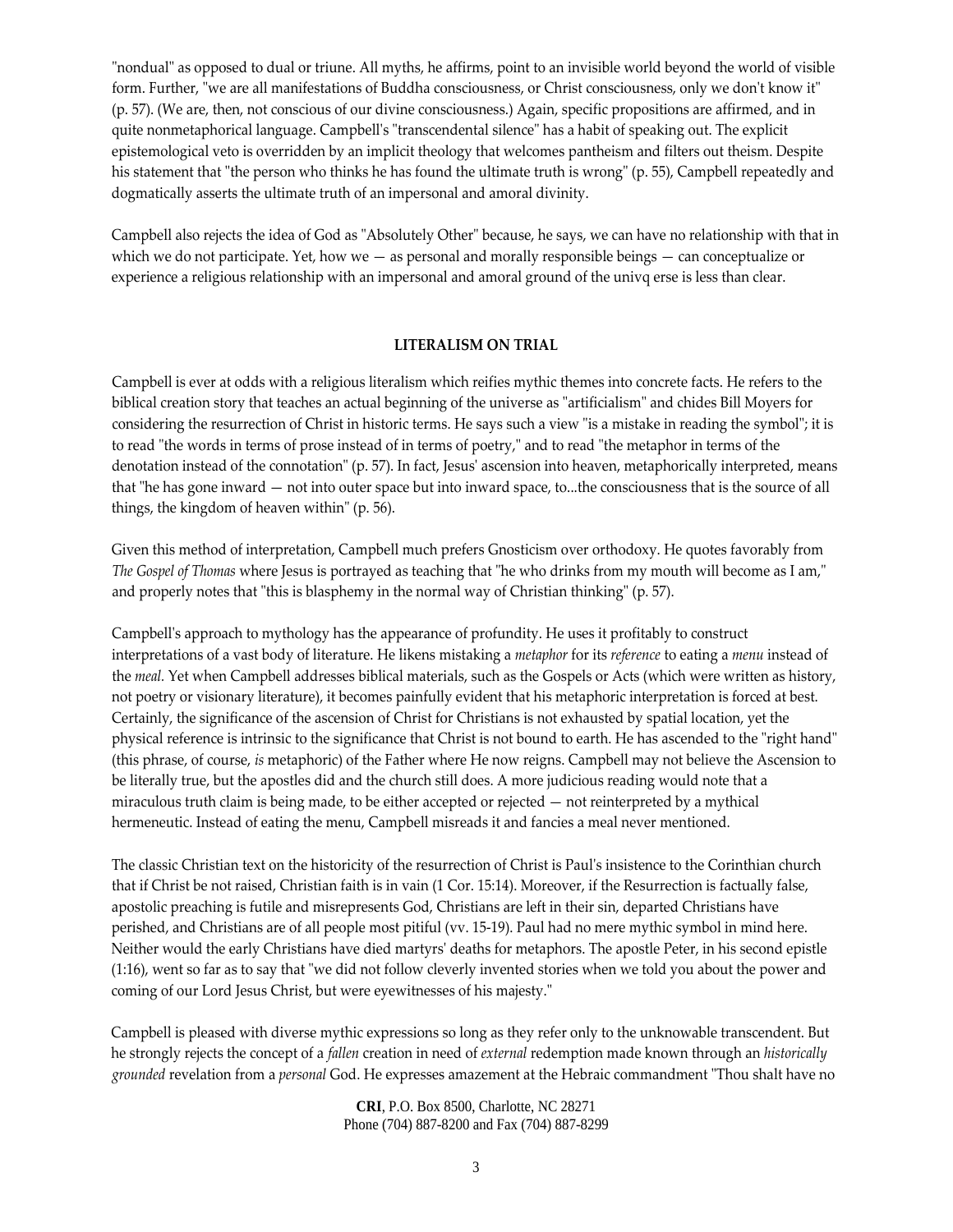"nondual" as opposed to dual or triune. All myths, he affirms, point to an invisible world beyond the world of visible form. Further, "we are all manifestations of Buddha consciousness, or Christ consciousness, only we don't know it" (p. 57). (We are, then, not conscious of our divine consciousness.) Again, specific propositions are affirmed, and in quite nonmetaphorical language. Campbell's "transcendental silence" has a habit of speaking out. The explicit epistemological veto is overridden by an implicit theology that welcomes pantheism and filters out theism. Despite his statement that "the person who thinks he has found the ultimate truth is wrong" (p. 55), Campbell repeatedly and dogmatically asserts the ultimate truth of an impersonal and amoral divinity.

Campbell also rejects the idea of God as "Absolutely Other" because, he says, we can have no relationship with that in which we do not participate. Yet, how we — as personal and morally responsible beings — can conceptualize or experience a religious relationship with an impersonal and amoral ground of the univq erse is less than clear.

**LITERALISM ON TRIAL**

Campbell is ever at odds with a religious literalism which reifies mythic themes into concrete facts. He refers to the biblical creation story that teaches an actual beginning of the universe as "artificialism" and chides Bill Moyers for considering the resurrection of Christ in historic terms. He says such a view "is a mistake in reading the symbol"; it is to read "the words in terms of prose instead of in terms of poetry," and to read "the metaphor in terms of the denotation instead of the connotation" (p. 57). In fact, Jesus' ascension into heaven, metaphorically interpreted, means that "he has gone inward — not into outer space but into inward space, to...the consciousness that is the source of all things, the kingdom of heaven within" (p. 56).

Given this method of interpretation, Campbell much prefers Gnosticism over orthodoxy. He quotes favorably from *The Gospel of Thomas* where Jesus is portrayed as teaching that "he who drinks from my mouth will become as I am," and properly notes that "this is blasphemy in the normal way of Christian thinking" (p. 57).

Campbell's approach to mythology has the appearance of profundity. He uses it profitably to construct interpretations of a vast body of literature. He likens mistaking a *metaphor* for its *reference* to eating a *menu* instead of the *meal.* Yet when Campbell addresses biblical materials, such as the Gospels or Acts (which were written as history, not poetry or visionary literature), it becomes painfully evident that his metaphoric interpretation is forced at best. Certainly, the significance of the ascension of Christ for Christians is not exhausted by spatial location, yet the physical reference is intrinsic to the significance that Christ is not bound to earth. He has ascended to the "right hand" (this phrase, of course, *is* metaphoric) of the Father where He now reigns. Campbell may not believe the Ascension to be literally true, but the apostles did and the church still does. A more judicious reading would note that a miraculous truth claim is being made, to be either accepted or rejected — not reinterpreted by a mythical hermeneutic. Instead of eating the menu, Campbell misreads it and fancies a meal never mentioned.

The classic Christian text on the historicity of the resurrection of Christ is Paul's insistence to the Corinthian church that if Christ be not raised, Christian faith is in vain (1 Cor. 15:14). Moreover, if the Resurrection is factually false, apostolic preaching is futile and misrepresents God, Christians are left in their sin, departed Christians have perished, and Christians are of all people most pitiful (vv. 15-19). Paul had no mere mythic symbol in mind here. Neither would the early Christians have died martyrs' deaths for metaphors. The apostle Peter, in his second epistle (1:16), went so far as to say that "we did not follow cleverly invented stories when we told you about the power and coming of our Lord Jesus Christ, but were eyewitnesses of his majesty."

Campbell is pleased with diverse mythic expressions so long as they refer only to the unknowable transcendent. But he strongly rejects the concept of a *fallen* creation in need of *external* redemption made known through an *historically grounded* revelation from a *personal* God. He expresses amazement at the Hebraic commandment "Thou shalt have no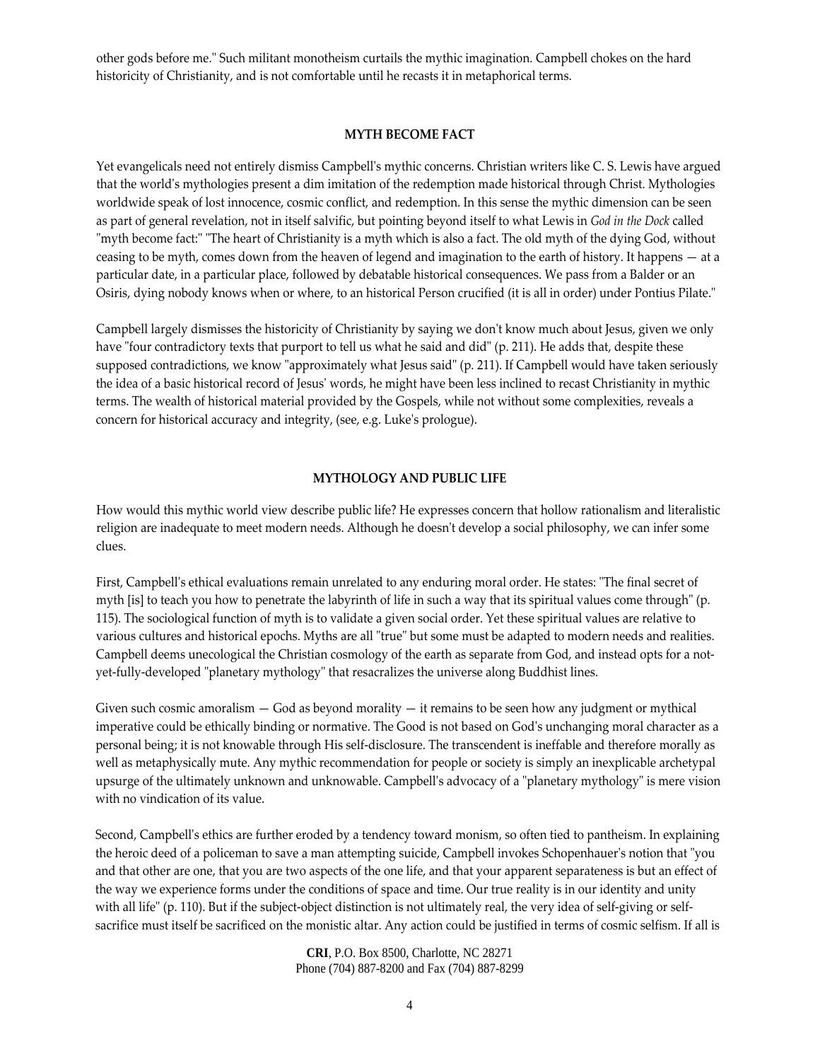other gods before me." Such militant monotheism curtails the mythic imagination. Campbell chokes on the hard historicity of Christianity, and is not comfortable until he recasts it in metaphorical terms.

## MYTH BECOME FACT

Yet evangelicals need not entirely dismiss Campbell's mythic concerns. Christian writers like C. S. Lewis have argued that the world's mythologies present a dim imitation of the redemption made historical through Christ. Mythologies worldwide speak of lost innocence, cosmic conflict, and redemption. In this sense the mythic dimension can be seen as part of general revelation, not in itself salvific, but pointing beyond itself to what Lewis in *God in the Dock* called "myth become fact:" "The heart of Christianity is a myth which is also a fact. The old myth of the dying God, without ceasing to be myth, comes down from the heaven of legend and imagination to the earth of history. It happens — at a particular date, in a particular place, followed by debatable historical consequences. We pass from a Balder or an Osiris, dying nobody knows when or where, to an historical Person crucified (it is all in order) under Pontius Pilate."

Campbell largely dismisses the historicity of Christianity by saying we don't know much about Jesus, given we only have "four contradictory texts that purport to tell us what he said and did" (p. 211). He adds that, despite these supposed contradictions, we know "approximately what Jesus said" (p. 211). If Campbell would have taken seriously the idea of a basic historical record of Jesus' words, he might have been less inclined to recast Christianity in mythic terms. The wealth of historical material provided by the Gospels, while not without some complexities, reveals a concern for historical accuracy and integrity, (see, e.g. Luke's prologue).

## MYTHOLOGY AND PUBLIC LIFE

How would this mythic world view describe public life? He expresses concern that hollow rationalism and literalistic religion are inadequate to meet modern needs. Although he doesn't develop a social philosophy, we can infer some clues.

First, Campbell's ethical evaluations remain unrelated to any enduring moral order. He states: "The final secret of myth [is] to teach you how to penetrate the labyrinth of life in such a way that its spiritual values come through" (p. 115). The sociological function of myth is to validate a given social order. Yet these spiritual values are relative to various cultures and historical epochs. Myths are all "true" but some must be adapted to modern needs and realities. Campbell deems unecological the Christian cosmology of the earth as separate from God, and instead opts for a not-yet-fully-developed "planetary mythology" that resacralizes the universe along Buddhist lines.

Given such cosmic amoralism — God as beyond morality — it remains to be seen how any judgment or mythical imperative could be ethically binding or normative. The Good is not based on God's unchanging moral character as a personal being; it is not knowable through His self-disclosure. The transcendent is ineffable and therefore morally as well as metaphysically mute. Any mythic recommendation for people or society is simply an inexplicable archetypal upsurge of the ultimately unknown and unknowable. Campbell's advocacy of a "planetary mythology" is mere vision with no vindication of its value.

Second, Campbell's ethics are further eroded by a tendency toward monism, so often tied to pantheism. In explaining the heroic deed of a policeman to save a man attempting suicide, Campbell invokes Schopenhauer's notion that "you and that other are one, that you are two aspects of the one life, and that your apparent separateness is but an effect of the way we experience forms under the conditions of space and time. Our true reality is in our identity and unity with all life" (p. 110). But if the subject-object distinction is not ultimately real, the very idea of self-giving or self-sacrifice must itself be sacrificed on the monistic altar. Any action could be justified in terms of cosmic selfism. If all is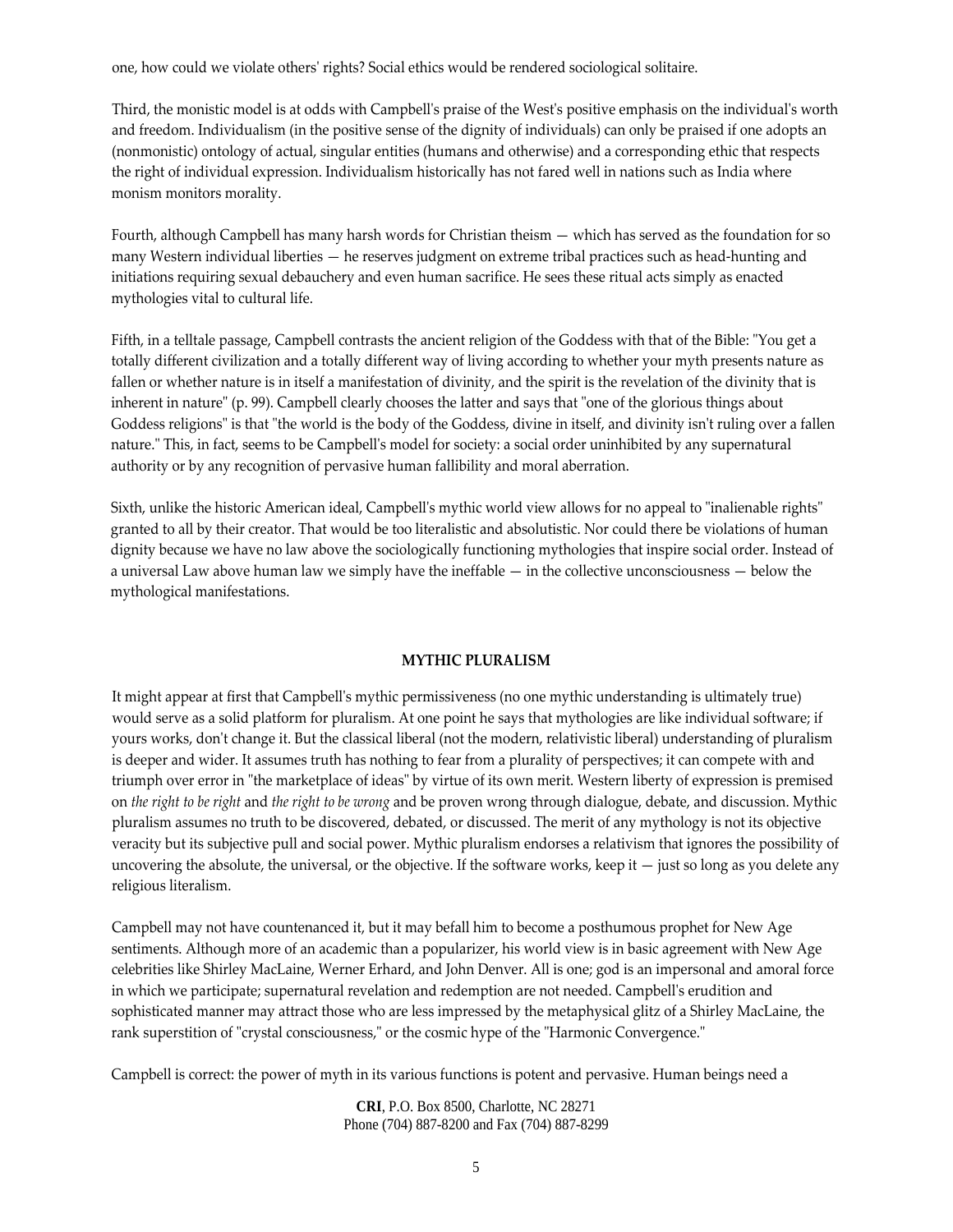one, how could we violate others' rights? Social ethics would be rendered sociological solitaire.

Third, the monistic model is at odds with Campbell's praise of the West's positive emphasis on the individual's worth and freedom. Individualism (in the positive sense of the dignity of individuals) can only be praised if one adopts an (nonmonistic) ontology of actual, singular entities (humans and otherwise) and a corresponding ethic that respects the right of individual expression. Individualism historically has not fared well in nations such as India where monism monitors morality.

Fourth, although Campbell has many harsh words for Christian theism — which has served as the foundation for so many Western individual liberties — he reserves judgment on extreme tribal practices such as head-hunting and initiations requiring sexual debauchery and even human sacrifice. He sees these ritual acts simply as enacted mythologies vital to cultural life.

Fifth, in a telltale passage, Campbell contrasts the ancient religion of the Goddess with that of the Bible: "You get a totally different civilization and a totally different way of living according to whether your myth presents nature as fallen or whether nature is in itself a manifestation of divinity, and the spirit is the revelation of the divinity that is inherent in nature" (p. 99). Campbell clearly chooses the latter and says that "one of the glorious things about Goddess religions" is that "the world is the body of the Goddess, divine in itself, and divinity isn't ruling over a fallen nature." This, in fact, seems to be Campbell's model for society: a social order uninhibited by any supernatural authority or by any recognition of pervasive human fallibility and moral aberration.

Sixth, unlike the historic American ideal, Campbell's mythic world view allows for no appeal to "inalienable rights" granted to all by their creator. That would be too literalistic and absolutistic. Nor could there be violations of human dignity because we have no law above the sociologically functioning mythologies that inspire social order. Instead of a universal Law above human law we simply have the ineffable — in the collective unconsciousness — below the mythological manifestations.

## MYTHIC PLURALISM

It might appear at first that Campbell's mythic permissiveness (no one mythic understanding is ultimately true) would serve as a solid platform for pluralism. At one point he says that mythologies are like individual software; if yours works, don't change it. But the classical liberal (not the modern, relativistic liberal) understanding of pluralism is deeper and wider. It assumes truth has nothing to fear from a plurality of perspectives; it can compete with and triumph over error in "the marketplace of ideas" by virtue of its own merit. Western liberty of expression is premised on *the right to be right* and *the right to be wrong* and be proven wrong through dialogue, debate, and discussion. Mythic pluralism assumes no truth to be discovered, debated, or discussed. The merit of any mythology is not its objective veracity but its subjective pull and social power. Mythic pluralism endorses a relativism that ignores the possibility of uncovering the absolute, the universal, or the objective. If the software works, keep it — just so long as you delete any religious literalism.

Campbell may not have countenanced it, but it may befall him to become a posthumous prophet for New Age sentiments. Although more of an academic than a popularizer, his world view is in basic agreement with New Age celebrities like Shirley MacLaine, Werner Erhard, and John Denver. All is one; god is an impersonal and amoral force in which we participate; supernatural revelation and redemption are not needed. Campbell's erudition and sophisticated manner may attract those who are less impressed by the metaphysical glitz of a Shirley MacLaine, the rank superstition of "crystal consciousness," or the cosmic hype of the "Harmonic Convergence."

Campbell is correct: the power of myth in its various functions is potent and pervasive. Human beings need a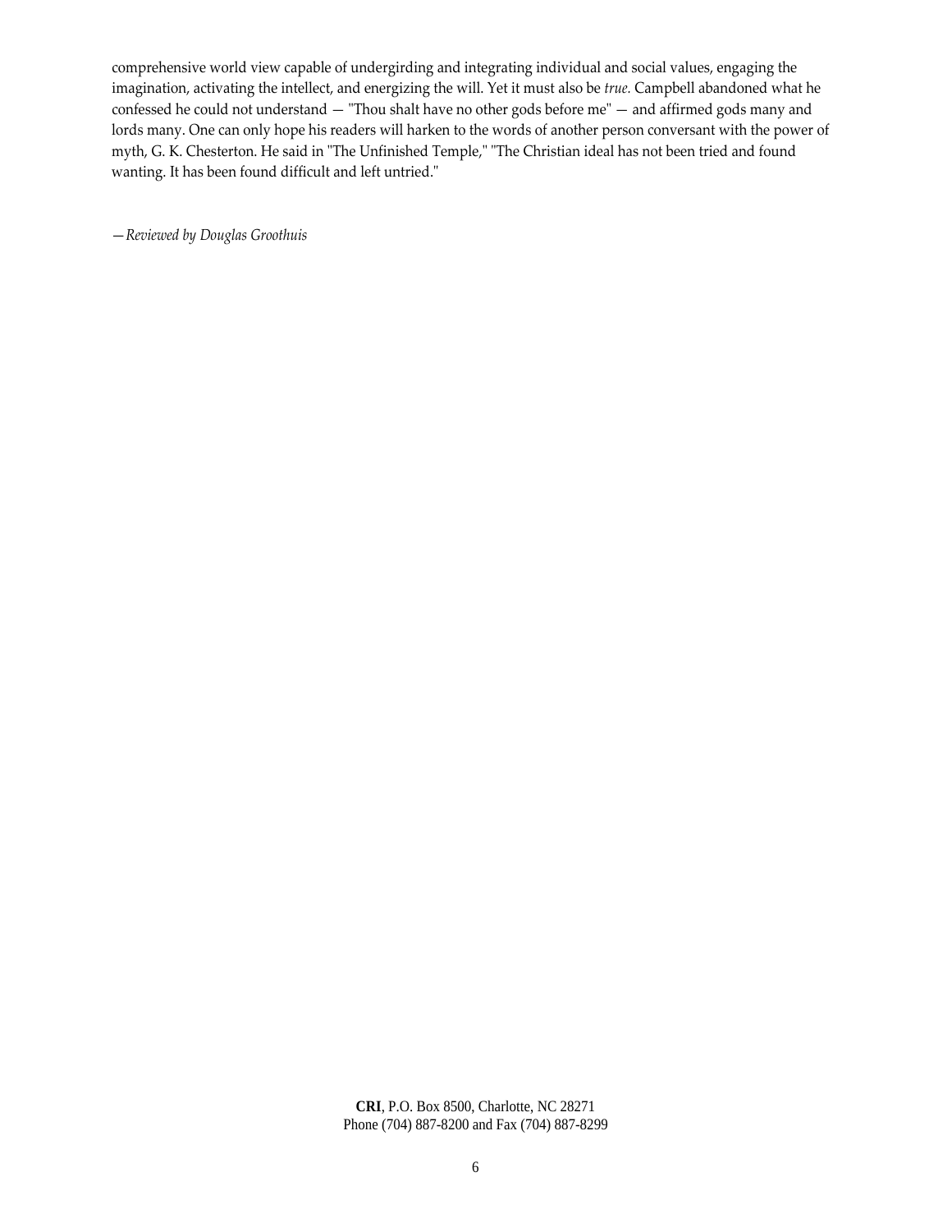comprehensive world view capable of undergirding and integrating individual and social values, engaging the imagination, activating the intellect, and energizing the will. Yet it must also be *true.* Campbell abandoned what he confessed he could not understand — "Thou shalt have no other gods before me" — and affirmed gods many and lords many. One can only hope his readers will harken to the words of another person conversant with the power of myth, G. K. Chesterton. He said in "The Unfinished Temple," "The Christian ideal has not been tried and found wanting. It has been found difficult and left untried."

—*Reviewed by Douglas Groothuis*

**CRI**, P.O. Box 8500, Charlotte, NC 28271
Phone (704) 887-8200 and Fax (704) 887-8299